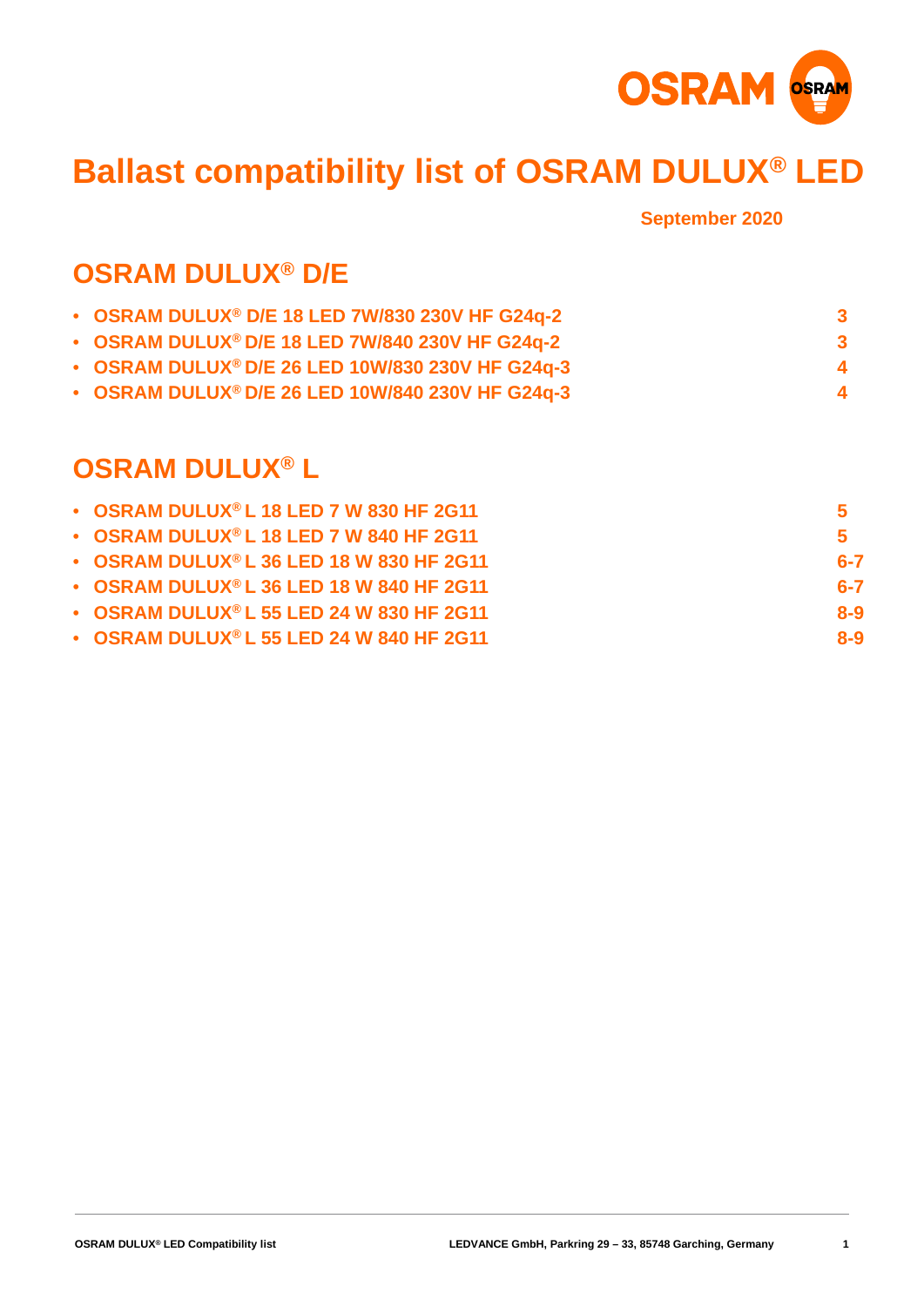# Ballast compatibility list of OSRAM DULUX® LED

**September 2020**

## OSRAM DULUX® D/E

- **OSRAM DULUX® D/E 18 LED 7W/830 230V HF G24q-2** — **3**
- **OSRAM DULUX® D/E 18 LED 7W/840 230V HF G24q-2** — **3**
- **OSRAM DULUX® D/E 26 LED 10W/830 230V HF G24q-3** — **4**
- **OSRAM DULUX® D/E 26 LED 10W/840 230V HF G24q-3** — **4**

## OSRAM DULUX® L

- **OSRAM DULUX® L 18 LED 7 W 830 HF 2G11** — **5**
- **OSRAM DULUX® L 18 LED 7 W 840 HF 2G11** — **5**
- **OSRAM DULUX® L 36 LED 18 W 830 HF 2G11** — **6-7**
- **OSRAM DULUX® L 36 LED 18 W 840 HF 2G11** — **6-7**
- **OSRAM DULUX® L 55 LED 24 W 830 HF 2G11** — **8-9**
- **OSRAM DULUX® L 55 LED 24 W 840 HF 2G11** — **8-9**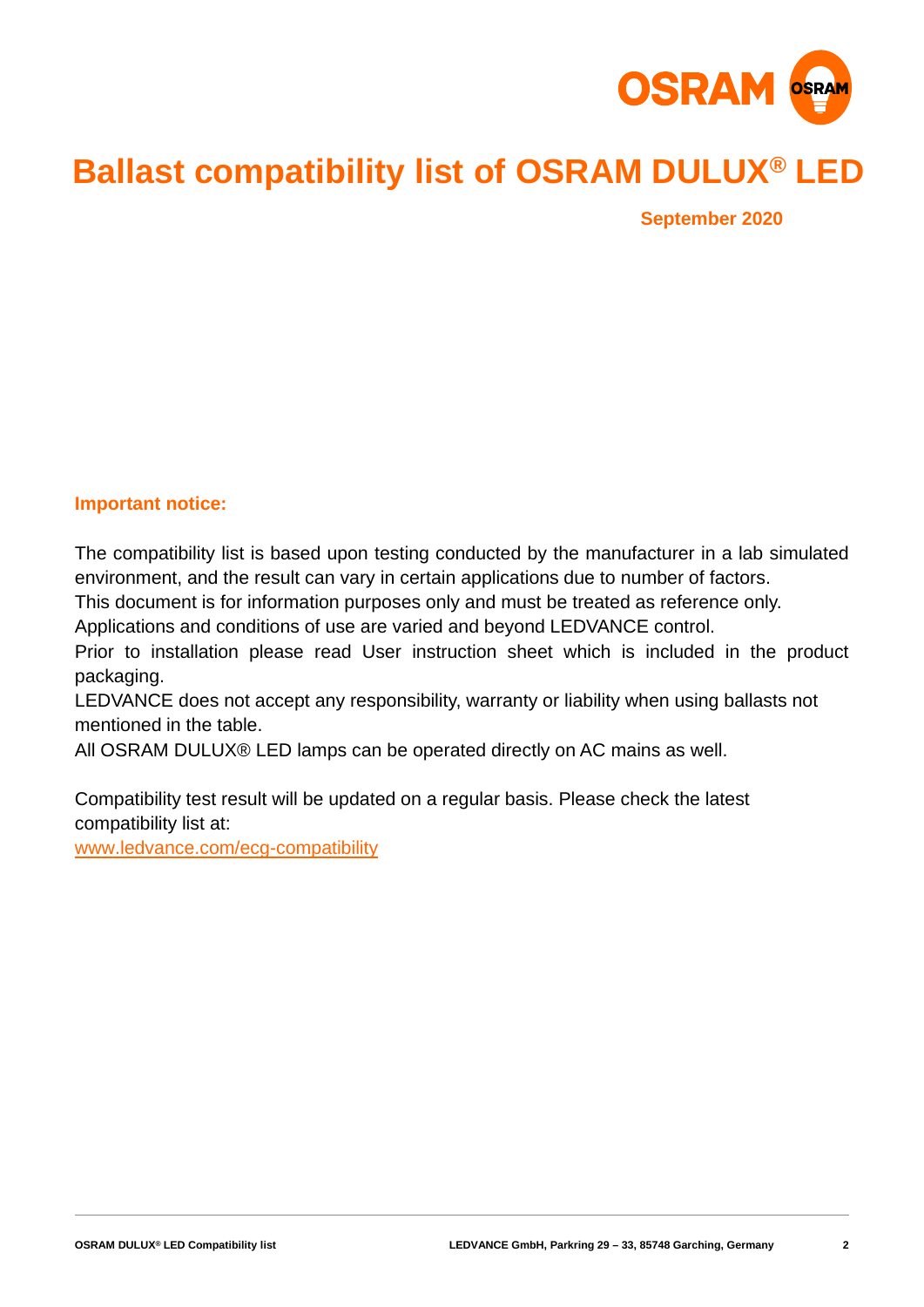# Ballast compatibility list of OSRAM DULUX® LED

**September 2020**

**Important notice:**

The compatibility list is based upon testing conducted by the manufacturer in a lab simulated environment, and the result can vary in certain applications due to number of factors.
This document is for information purposes only and must be treated as reference only.
Applications and conditions of use are varied and beyond LEDVANCE control.
Prior to installation please read User instruction sheet which is included in the product packaging.
LEDVANCE does not accept any responsibility, warranty or liability when using ballasts not mentioned in the table.
All OSRAM DULUX® LED lamps can be operated directly on AC mains as well.

Compatibility test result will be updated on a regular basis. Please check the latest compatibility list at:
www.ledvance.com/ecg-compatibility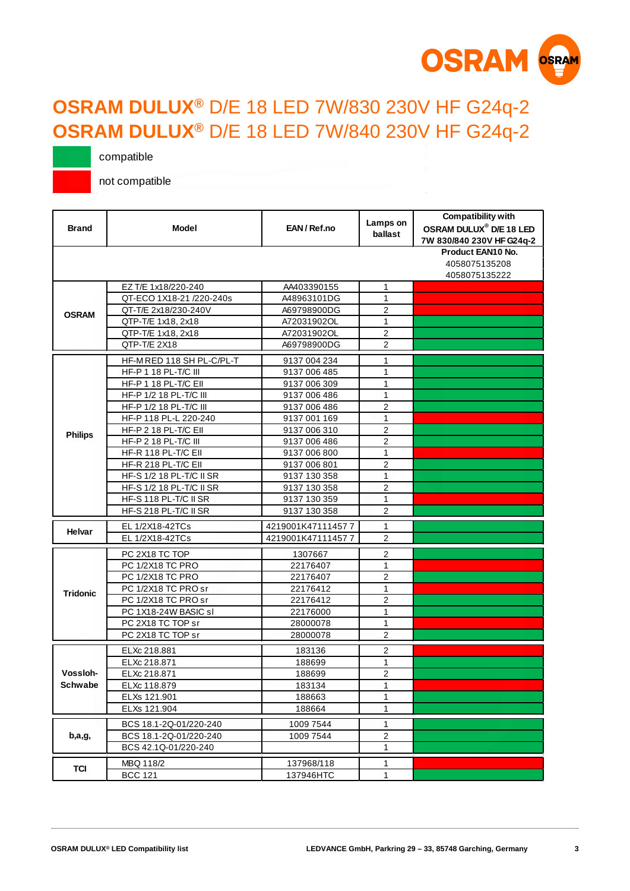# OSRAM DULUX® D/E 18 LED 7W/830 230V HF G24q-2
# OSRAM DULUX® D/E 18 LED 7W/840 230V HF G24q-2

- compatible (green)
- not compatible (red)

| Brand | Model | EAN / Ref.no | Lamps on ballast | Compatibility with OSRAM DULUX® D/E 18 LED 7W 830/840 230V HF G24q-2 Product EAN10 No. 4058075135208 4058075135222 |
|---|---|---|---|---|
| OSRAM | EZ T/E 1x18/220-240 | AA403390155 | 1 | not compatible |
| | QT-ECO 1X18-21 /220-240s | A48963101DG | 1 | not compatible |
| | QT-T/E 2x18/230-240V | A69798900DG | 2 | not compatible |
| | QTP-T/E 1x18, 2x18 | A72031902OL | 1 | compatible |
| | QTP-T/E 1x18, 2x18 | A72031902OL | 2 | compatible |
| | QTP-T/E 2X18 | A69798900DG | 2 | compatible |
| Philips | HF-M RED 118 SH PL-C/PL-T | 9137 004 234 | 1 | compatible |
| | HF-P 1 18 PL-T/C III | 9137 006 485 | 1 | compatible |
| | HF-P 1 18 PL-T/C EII | 9137 006 309 | 1 | compatible |
| | HF-P 1/2 18 PL-T/C III | 9137 006 486 | 1 | compatible |
| | HF-P 1/2 18 PL-T/C III | 9137 006 486 | 2 | compatible |
| | HF-P 118 PL-L 220-240 | 9137 001 169 | 1 | not compatible |
| | HF-P 2 18 PL-T/C EII | 9137 006 310 | 2 | compatible |
| | HF-P 2 18 PL-T/C III | 9137 006 486 | 2 | compatible |
| | HF-R 118 PL-T/C EII | 9137 006 800 | 1 | not compatible |
| | HF-R 218 PL-T/C EII | 9137 006 801 | 2 | compatible |
| | HF-S 1/2 18 PL-T/C II SR | 9137 130 358 | 1 | compatible |
| | HF-S 1/2 18 PL-T/C II SR | 9137 130 358 | 2 | compatible |
| | HF-S 118 PL-T/C II SR | 9137 130 359 | 1 | not compatible |
| | HF-S 218 PL-T/C II SR | 9137 130 358 | 2 | compatible |
| Helvar | EL 1/2X18-42TCs | 4219001K47111457 7 | 1 | compatible |
| | EL 1/2X18-42TCs | 4219001K47111457 7 | 2 | compatible |
| Tridonic | PC 2X18 TC TOP | 1307667 | 2 | compatible |
| | PC 1/2X18 TC PRO | 22176407 | 1 | not compatible |
| | PC 1/2X18 TC PRO | 22176407 | 2 | compatible |
| | PC 1/2X18 TC PRO sr | 22176412 | 1 | not compatible |
| | PC 1/2X18 TC PRO sr | 22176412 | 2 | compatible |
| | PC 1X18-24W BASIC sl | 22176000 | 1 | compatible |
| | PC 2X18 TC TOP sr | 28000078 | 1 | not compatible |
| | PC 2X18 TC TOP sr | 28000078 | 2 | compatible |
| Vossloh-Schwabe | ELXc 218.881 | 183136 | 2 | not compatible |
| | ELXc 218.871 | 188699 | 1 | compatible |
| | ELXc 218.871 | 188699 | 2 | not compatible |
| | ELXc 118.879 | 183134 | 1 | not compatible |
| | ELXs 121.901 | 188663 | 1 | compatible |
| | ELXs 121.904 | 188664 | 1 | compatible |
| b,a,g, | BCS 18.1-2Q-01/220-240 | 1009 7544 | 1 | compatible |
| | BCS 18.1-2Q-01/220-240 | 1009 7544 | 2 | compatible |
| | BCS 42.1Q-01/220-240 | | 1 | compatible |
| TCI | MBQ 118/2 | 137968/118 | 1 | not compatible |
| | BCC 121 | 137946HTC | 1 | compatible |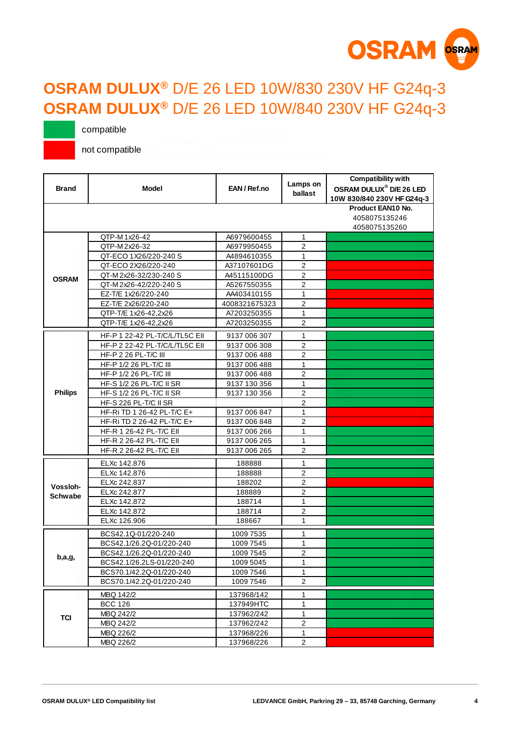# OSRAM DULUX® D/E 26 LED 10W/830 230V HF G24q-3
# OSRAM DULUX® D/E 26 LED 10W/840 230V HF G24q-3

compatible

not compatible

| Brand | Model | EAN / Ref.no | Lamps on ballast | Compatibility with OSRAM DULUX® D/E 26 LED 10W 830/840 230V HF G24q-3 |
|---|---|---|---|---|
| | | | | Product EAN10 No. 4058075135246 4058075135260 |
| OSRAM | QTP-M 1x26-42 | A6979600455 | 1 | compatible |
| | QTP-M 2x26-32 | A6979950455 | 2 | compatible |
| | QT-ECO 1X26/220-240 S | A4894610355 | 1 | compatible |
| | QT-ECO 2X26/220-240 | A37107601DG | 2 | not compatible |
| | QT-M 2x26-32/230-240 S | A45115100DG | 2 | not compatible |
| | QT-M 2x26-42/220-240 S | A5267550355 | 2 | compatible |
| | EZ-T/E 1x26/220-240 | AA403410155 | 1 | not compatible |
| | EZ-T/E 2x26/220-240 | 4008321675323 | 2 | not compatible |
| | QTP-T/E 1x26-42,2x26 | A7203250355 | 1 | compatible |
| | QTP-T/E 1x26-42,2x26 | A7203250355 | 2 | compatible |
| Philips | HF-P 1 22-42 PL-T/C/L/TL5C EII | 9137 006 307 | 1 | compatible |
| | HF-P 2 22-42 PL-T/C/L/TL5C EII | 9137 006 308 | 2 | compatible |
| | HF-P 2 26 PL-T/C III | 9137 006 488 | 2 | compatible |
| | HF-P 1/2 26 PL-T/C III | 9137 006 488 | 1 | compatible |
| | HF-P 1/2 26 PL-T/C III | 9137 006 488 | 2 | compatible |
| | HF-S 1/2 26 PL-T/C II SR | 9137 130 356 | 1 | compatible |
| | HF-S 1/2 26 PL-T/C II SR | 9137 130 356 | 2 | compatible |
| | HF-S 226 PL-T/C II SR | | 2 | compatible |
| | HF-Ri TD 1 26-42 PL-T/C E+ | 9137 006 847 | 1 | not compatible |
| | HF-Ri TD 2 26-42 PL-T/C E+ | 9137 006 848 | 2 | not compatible |
| | HF-R 1 26-42 PL-T/C EII | 9137 006 266 | 1 | compatible |
| | HF-R 2 26-42 PL-T/C EII | 9137 006 265 | 1 | compatible |
| | HF-R 2 26-42 PL-T/C EII | 9137 006 265 | 2 | compatible |
| Vossloh-Schwabe | ELXc 142.876 | 188888 | 1 | compatible |
| | ELXc 142.876 | 188888 | 2 | compatible |
| | ELXc 242.837 | 188202 | 2 | not compatible |
| | ELXc 242.877 | 188889 | 2 | compatible |
| | ELXc 142.872 | 188714 | 1 | compatible |
| | ELXc 142.872 | 188714 | 2 | compatible |
| | ELXc 126.906 | 188667 | 1 | compatible |
| b,a,g, | BCS42.1Q-01/220-240 | 1009 7535 | 1 | compatible |
| | BCS42.1/26.2Q-01/220-240 | 1009 7545 | 1 | compatible |
| | BCS42.1/26.2Q-01/220-240 | 1009 7545 | 2 | compatible |
| | BCS42.1/26.2LS-01/220-240 | 1009 5045 | 1 | compatible |
| | BCS70.1/42.2Q-01/220-240 | 1009 7546 | 1 | compatible |
| | BCS70.1/42.2Q-01/220-240 | 1009 7546 | 2 | compatible |
| TCI | MBQ 142/2 | 137968/142 | 1 | compatible |
| | BCC 126 | 137949HTC | 1 | compatible |
| | MBQ 242/2 | 137962/242 | 1 | compatible |
| | MBQ 242/2 | 137962/242 | 2 | compatible |
| | MBQ 226/2 | 137968/226 | 1 | not compatible |
| | MBQ 226/2 | 137968/226 | 2 | not compatible |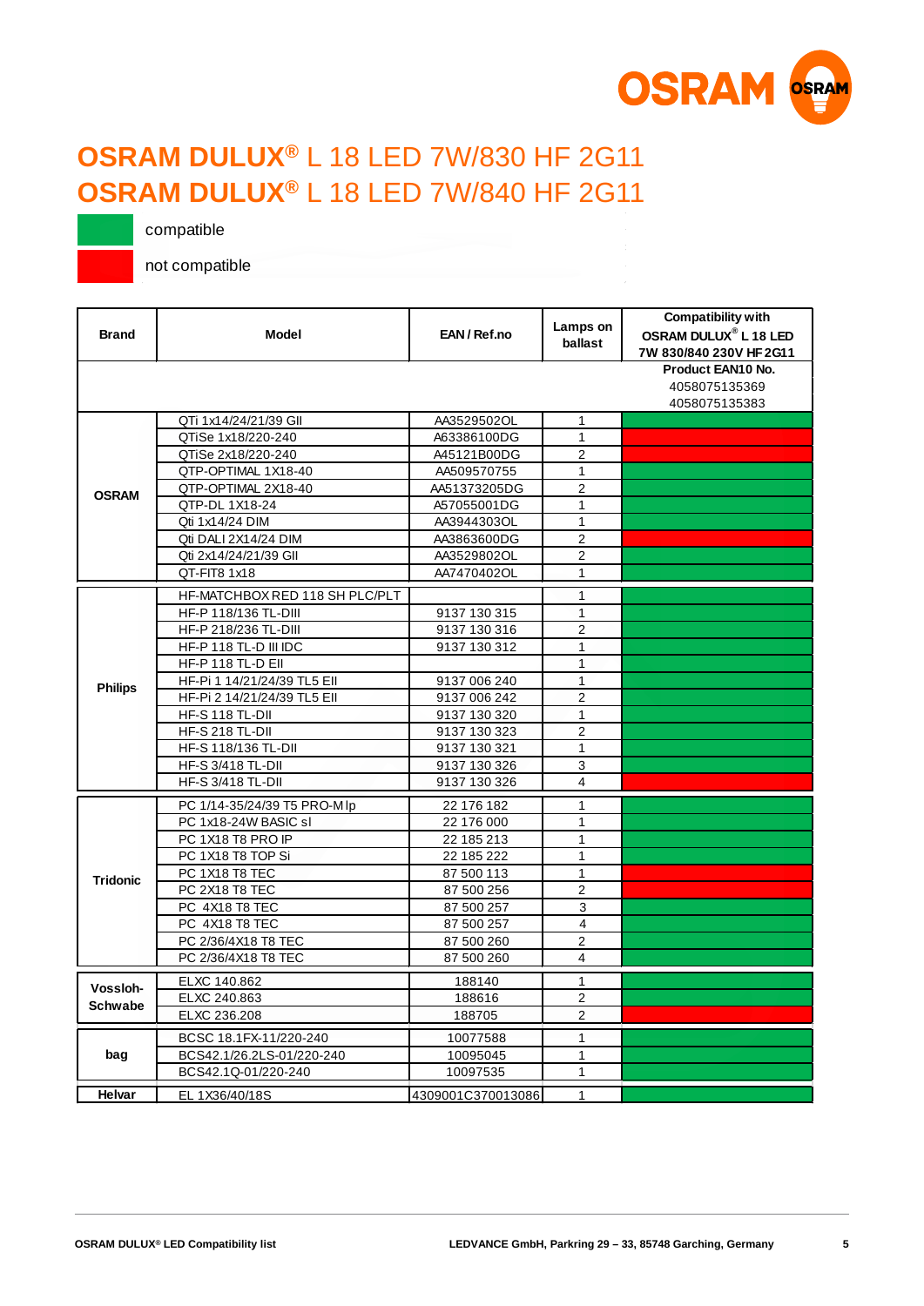# OSRAM DULUX® L 18 LED 7W/830 HF 2G11
# OSRAM DULUX® L 18 LED 7W/840 HF 2G11

- compatible (green)
- not compatible (red)

| Brand | Model | EAN / Ref.no | Lamps on ballast | Compatibility with OSRAM DULUX® L 18 LED 7W 830/840 230V HF 2G11 |
|---|---|---|---|---|
| | | | | Product EAN10 No. 4058075135369 4058075135383 |
| OSRAM | QTi 1x14/24/21/39 GII | AA3529502OL | 1 | compatible |
| | QTiSe 1x18/220-240 | A63386100DG | 1 | not compatible |
| | QTiSe 2x18/220-240 | A45121B00DG | 2 | not compatible |
| | QTP-OPTIMAL 1X18-40 | AA509570755 | 1 | compatible |
| | QTP-OPTIMAL 2X18-40 | AA51373205DG | 2 | compatible |
| | QTP-DL 1X18-24 | A57055001DG | 1 | compatible |
| | Qti 1x14/24 DIM | AA3944303OL | 1 | compatible |
| | Qti DALI 2X14/24 DIM | AA3863600DG | 2 | not compatible |
| | Qti 2x14/24/21/39 GII | AA3529802OL | 2 | compatible |
| | QT-FIT8 1x18 | AA7470402OL | 1 | compatible |
| Philips | HF-MATCHBOX RED 118 SH PLC/PLT | | 1 | compatible |
| | HF-P 118/136 TL-DIII | 9137 130 315 | 1 | compatible |
| | HF-P 218/236 TL-DIII | 9137 130 316 | 2 | compatible |
| | HF-P 118 TL-D III IDC | 9137 130 312 | 1 | compatible |
| | HF-P 118 TL-D EII | | 1 | compatible |
| | HF-Pi 1 14/21/24/39 TL5 EII | 9137 006 240 | 1 | compatible |
| | HF-Pi 2 14/21/24/39 TL5 EII | 9137 006 242 | 2 | compatible |
| | HF-S 118 TL-DII | 9137 130 320 | 1 | compatible |
| | HF-S 218 TL-DII | 9137 130 323 | 2 | compatible |
| | HF-S 118/136 TL-DII | 9137 130 321 | 1 | compatible |
| | HF-S 3/418 TL-DII | 9137 130 326 | 3 | compatible |
| | HF-S 3/418 TL-DII | 9137 130 326 | 4 | not compatible |
| Tridonic | PC 1/14-35/24/39 T5 PRO-M lp | 22 176 182 | 1 | compatible |
| | PC 1x18-24W BASIC sl | 22 176 000 | 1 | compatible |
| | PC 1X18 T8 PRO lP | 22 185 213 | 1 | compatible |
| | PC 1X18 T8 TOP Si | 22 185 222 | 1 | compatible |
| | PC 1X18 T8 TEC | 87 500 113 | 1 | not compatible |
| | PC 2X18 T8 TEC | 87 500 256 | 2 | not compatible |
| | PC 4X18 T8 TEC | 87 500 257 | 3 | compatible |
| | PC 4X18 T8 TEC | 87 500 257 | 4 | compatible |
| | PC 2/36/4X18 T8 TEC | 87 500 260 | 2 | compatible |
| | PC 2/36/4X18 T8 TEC | 87 500 260 | 4 | compatible |
| Vossloh-Schwabe | ELXC 140.862 | 188140 | 1 | compatible |
| | ELXC 240.863 | 188616 | 2 | compatible |
| | ELXC 236.208 | 188705 | 2 | not compatible |
| bag | BCSC 18.1FX-11/220-240 | 10077588 | 1 | compatible |
| | BCS42.1/26.2LS-01/220-240 | 10095045 | 1 | compatible |
| | BCS42.1Q-01/220-240 | 10097535 | 1 | compatible |
| Helvar | EL 1X36/40/18S | 4309001C370013086 | 1 | compatible |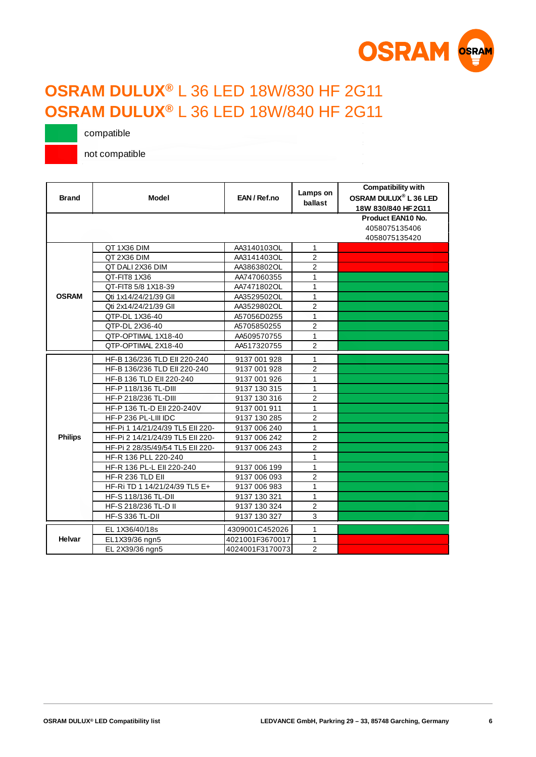# OSRAM DULUX® L 36 LED 18W/830 HF 2G11
# OSRAM DULUX® L 36 LED 18W/840 HF 2G11

- compatible (green)
- not compatible (red)

| Brand | Model | EAN / Ref.no | Lamps on ballast | Compatibility with OSRAM DULUX® L 36 LED 18W 830/840 HF 2G11 Product EAN10 No. 4058075135406 4058075135420 |
|---|---|---|---|---|
| OSRAM | QT 1X36 DIM | AA3140103OL | 1 | not compatible |
| | QT 2X36 DIM | AA3141403OL | 2 | not compatible |
| | QT DALI 2X36 DIM | AA3863802OL | 2 | not compatible |
| | QT-FIT8 1X36 | AA747060355 | 1 | compatible |
| | QT-FIT8 5/8 1X18-39 | AA7471802OL | 1 | compatible |
| | Qti 1x14/24/21/39 GII | AA3529502OL | 1 | compatible |
| | Qti 2x14/24/21/39 GII | AA3529802OL | 2 | compatible |
| | QTP-DL 1X36-40 | A57056D0255 | 1 | compatible |
| | QTP-DL 2X36-40 | A5705850255 | 2 | compatible |
| | QTP-OPTIMAL 1X18-40 | AA509570755 | 1 | compatible |
| | QTP-OPTIMAL 2X18-40 | AA517320755 | 2 | compatible |
| Philips | HF-B 136/236 TLD EII 220-240 | 9137 001 928 | 1 | compatible |
| | HF-B 136/236 TLD EII 220-240 | 9137 001 928 | 2 | compatible |
| | HF-B 136 TLD EII 220-240 | 9137 001 926 | 1 | compatible |
| | HF-P 118/136 TL-DIII | 9137 130 315 | 1 | compatible |
| | HF-P 218/236 TL-DIII | 9137 130 316 | 2 | compatible |
| | HF-P 136 TL-D EII 220-240V | 9137 001 911 | 1 | compatible |
| | HF-P 236 PL-LIII IDC | 9137 130 285 | 2 | compatible |
| | HF-Pi 1 14/21/24/39 TL5 EII 220- | 9137 006 240 | 1 | compatible |
| | HF-Pi 2 14/21/24/39 TL5 EII 220- | 9137 006 242 | 2 | compatible |
| | HF-Pi 2 28/35/49/54 TL5 EII 220- | 9137 006 243 | 2 | compatible |
| | HF-R 136 PLL 220-240 | | 1 | compatible |
| | HF-R 136 PL-L EII 220-240 | 9137 006 199 | 1 | compatible |
| | HF-R 236 TLD EII | 9137 006 093 | 2 | compatible |
| | HF-Ri TD 1 14/21/24/39 TL5 E+ | 9137 006 983 | 1 | compatible |
| | HF-S 118/136 TL-DII | 9137 130 321 | 1 | compatible |
| | HF-S 218/236 TL-D II | 9137 130 324 | 2 | compatible |
| | HF-S 336 TL-DII | 9137 130 327 | 3 | compatible |
| Helvar | EL 1X36/40/18s | 4309001C452026 | 1 | compatible |
| | EL1X39/36 ngn5 | 4021001F3670017 | 1 | not compatible |
| | EL 2X39/36 ngn5 | 4024001F3170073 | 2 | not compatible |

OSRAM DULUX® LED Compatibility list — LEDVANCE GmbH, Parkring 29 – 33, 85748 Garching, Germany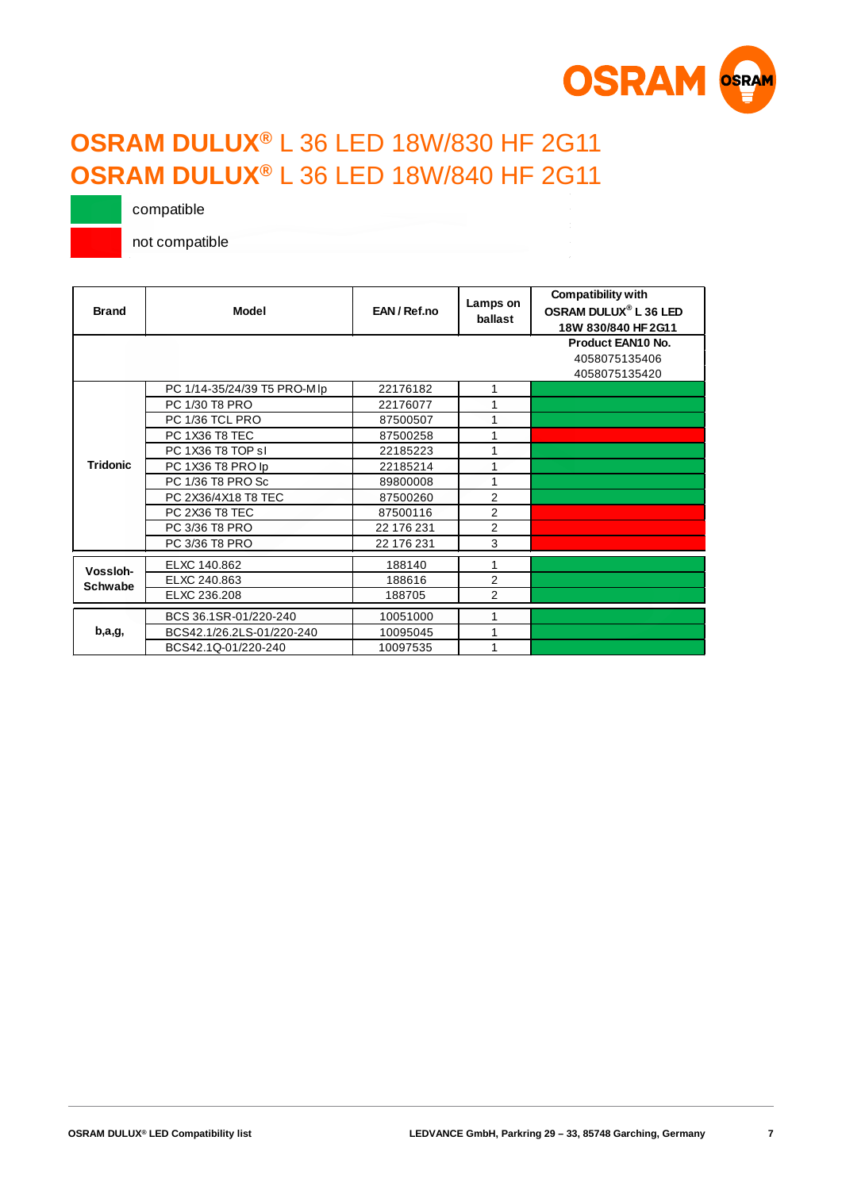# OSRAM DULUX® L 36 LED 18W/830 HF 2G11
# OSRAM DULUX® L 36 LED 18W/840 HF 2G11

- compatible (green)
- not compatible (red)

| Brand | Model | EAN / Ref.no | Lamps on ballast | Compatibility with OSRAM DULUX® L 36 LED 18W 830/840 HF 2G11 |
|---|---|---|---|---|
| | | | | Product EAN10 No. 4058075135406 4058075135420 |
| Tridonic | PC 1/14-35/24/39 T5 PRO-M lp | 22176182 | 1 | compatible |
| | PC 1/30 T8 PRO | 22176077 | 1 | compatible |
| | PC 1/36 TCL PRO | 87500507 | 1 | compatible |
| | PC 1X36 T8 TEC | 87500258 | 1 | not compatible |
| | PC 1X36 T8 TOP sl | 22185223 | 1 | compatible |
| | PC 1X36 T8 PRO lp | 22185214 | 1 | compatible |
| | PC 1/36 T8 PRO Sc | 89800008 | 1 | compatible |
| | PC 2X36/4X18 T8 TEC | 87500260 | 2 | compatible |
| | PC 2X36 T8 TEC | 87500116 | 2 | not compatible |
| | PC 3/36 T8 PRO | 22 176 231 | 2 | not compatible |
| | PC 3/36 T8 PRO | 22 176 231 | 3 | not compatible |
| Vossloh-Schwabe | ELXC 140.862 | 188140 | 1 | compatible |
| | ELXC 240.863 | 188616 | 2 | compatible |
| | ELXC 236.208 | 188705 | 2 | compatible |
| b,a,g, | BCS 36.1SR-01/220-240 | 10051000 | 1 | compatible |
| | BCS42.1/26.2LS-01/220-240 | 10095045 | 1 | compatible |
| | BCS42.1Q-01/220-240 | 10097535 | 1 | compatible |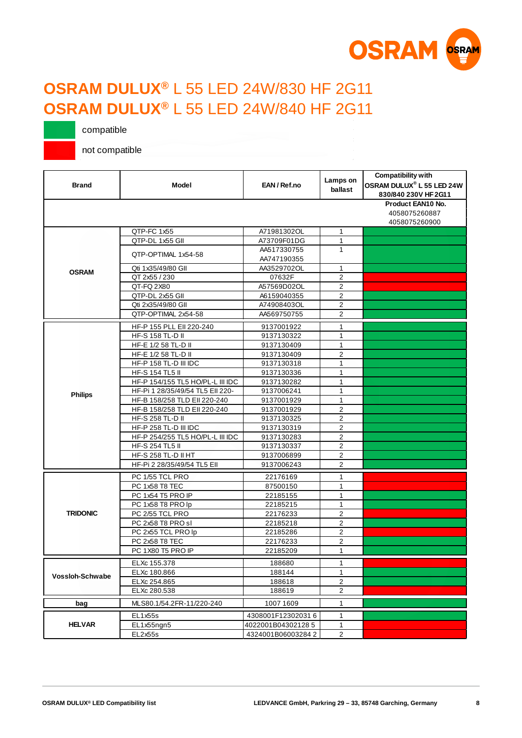# OSRAM DULUX® L 55 LED 24W/830 HF 2G11
# OSRAM DULUX® L 55 LED 24W/840 HF 2G11

- compatible (green)
- not compatible (red)

| Brand | Model | EAN / Ref.no | Lamps on ballast | Compatibility with OSRAM DULUX® L 55 LED 24W 830/840 230V HF 2G11 |
|---|---|---|---|---|
| | | | | Product EAN10 No. 4058075260887 4058075260900 |
| OSRAM | QTP-FC 1x55 | A71981302OL | 1 | compatible |
| | QTP-DL 1x55 GII | A73709F01DG | 1 | compatible |
| | QTP-OPTIMAL 1x54-58 | AA517330755 AA747190355 | 1 | compatible |
| | Qti 1x35/49/80 GII | AA3529702OL | 1 | compatible |
| | QT 2x55 / 230 | 07632F | 2 | not compatible |
| | QT-FQ 2X80 | A57569D02OL | 2 | not compatible |
| | QTP-DL 2x55 GII | A6159040355 | 2 | compatible |
| | Qti 2x35/49/80 GII | A74908403OL | 2 | compatible |
| | QTP-OPTIMAL 2x54-58 | AA569750755 | 2 | compatible |
| Philips | HF-P 155 PLL EII 220-240 | 9137001922 | 1 | compatible |
| | HF-S 158 TL-D II | 9137130322 | 1 | compatible |
| | HF-E 1/2 58 TL-D II | 9137130409 | 1 | compatible |
| | HF-E 1/2 58 TL-D II | 9137130409 | 2 | compatible |
| | HF-P 158 TL-D III IDC | 9137130318 | 1 | compatible |
| | HF-S 154 TL5 II | 9137130336 | 1 | compatible |
| | HF-P 154/155 TL5 HO/PL-L III IDC | 9137130282 | 1 | compatible |
| | HF-Pi 1 28/35/49/54 TL5 EII 220- | 9137006241 | 1 | compatible |
| | HF-B 158/258 TLD EII 220-240 | 9137001929 | 1 | compatible |
| | HF-B 158/258 TLD EII 220-240 | 9137001929 | 2 | compatible |
| | HF-S 258 TL-D II | 9137130325 | 2 | compatible |
| | HF-P 258 TL-D III IDC | 9137130319 | 2 | compatible |
| | HF-P 254/255 TL5 HO/PL-L III IDC | 9137130283 | 2 | compatible |
| | HF-S 254 TL5 II | 9137130337 | 2 | compatible |
| | HF-S 258 TL-D II HT | 9137006899 | 2 | compatible |
| | HF-Pi 2 28/35/49/54 TL5 EII | 9137006243 | 2 | compatible |
| TRIDONIC | PC 1/55 TCL PRO | 22176169 | 1 | not compatible |
| | PC 1x58 T8 TEC | 87500150 | 1 | not compatible |
| | PC 1x54 T5 PRO IP | 22185155 | 1 | compatible |
| | PC 1x58 T8 PRO lp | 22185215 | 1 | compatible |
| | PC 2/55 TCL PRO | 22176233 | 2 | not compatible |
| | PC 2x58 T8 PRO sl | 22185218 | 2 | compatible |
| | PC 2x55 TCL PRO lp | 22185286 | 2 | not compatible |
| | PC 2x58 T8 TEC | 22176233 | 2 | compatible |
| | PC 1X80 T5 PRO IP | 22185209 | 1 | compatible |
| Vossloh-Schwabe | ELXc 155.378 | 188680 | 1 | not compatible |
| | ELXc 180.866 | 188144 | 1 | compatible |
| | ELXc 254.865 | 188618 | 2 | compatible |
| | ELXc 280.538 | 188619 | 2 | not compatible |
| bag | MLS80.1/54.2FR-11/220-240 | 1007 1609 | 1 | compatible |
| HELVAR | EL1x55s | 4308001F12302031 6 | 1 | compatible |
| | EL1x55ngn5 | 4022001B04302128 5 | 1 | not compatible |
| | EL2x55s | 4324001B06003284 2 | 2 | not compatible |

OSRAM DULUX® LED Compatibility list LEDVANCE GmbH, Parkring 29 – 33, 85748 Garching, Germany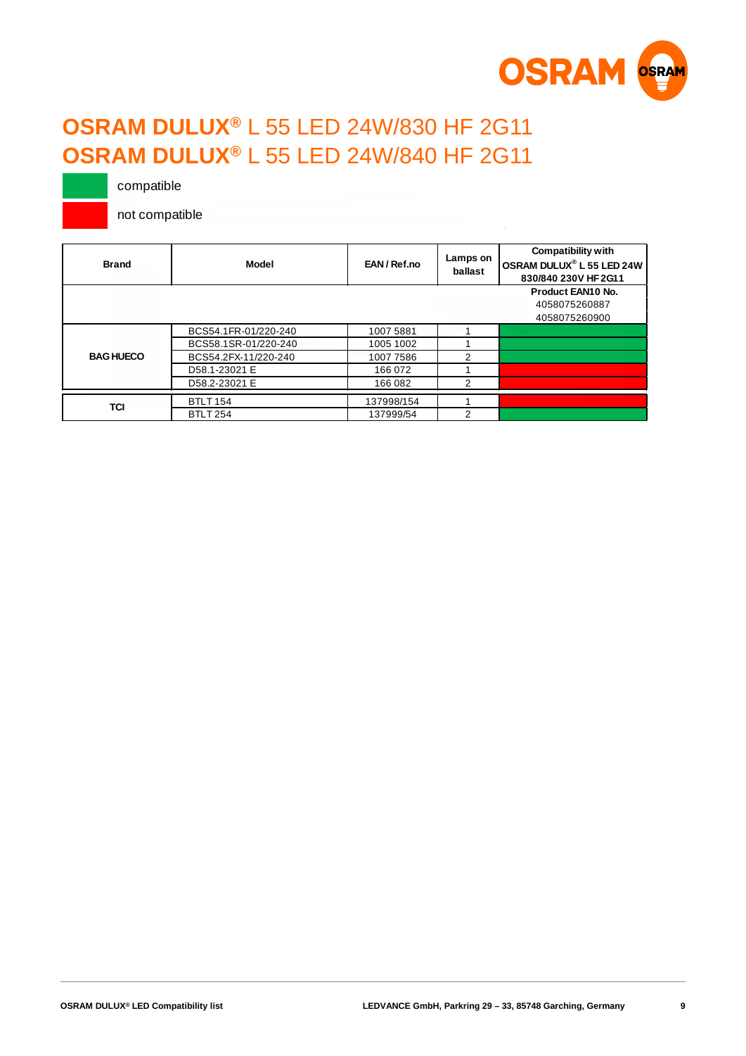# OSRAM DULUX® L 55 LED 24W/830 HF 2G11
# OSRAM DULUX® L 55 LED 24W/840 HF 2G11

compatible

not compatible

| Brand | Model | EAN / Ref.no | Lamps on ballast | Compatibility with OSRAM DULUX® L 55 LED 24W 830/840 230V HF 2G11 |
|---|---|---|---|---|
| | | | | Product EAN10 No. 4058075260887 4058075260900 |
| BAG HUECO | BCS54.1FR-01/220-240 | 1007 5881 | 1 | compatible |
| | BCS58.1SR-01/220-240 | 1005 1002 | 1 | compatible |
| | BCS54.2FX-11/220-240 | 1007 7586 | 2 | compatible |
| | D58.1-23021 E | 166 072 | 1 | not compatible |
| | D58.2-23021 E | 166 082 | 2 | not compatible |
| TCI | BTLT 154 | 137998/154 | 1 | not compatible |
| | BTLT 254 | 137999/54 | 2 | compatible |

OSRAM DULUX® LED Compatibility list

LEDVANCE GmbH, Parkring 29 – 33, 85748 Garching, Germany